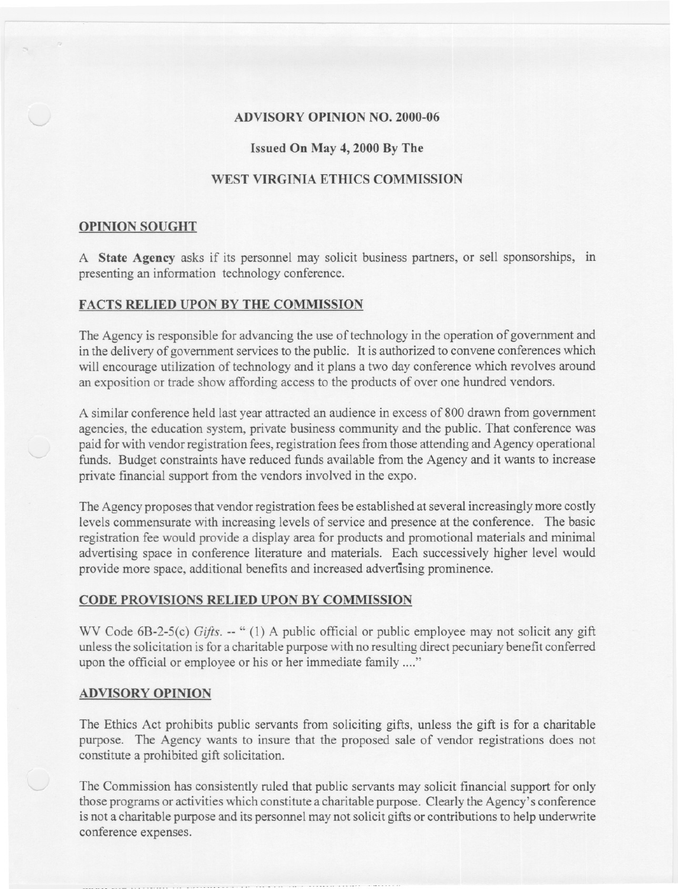# ADVISORY OPINION NO. 2000-06

**Issued On May 4, 2000 By The**

**WEST VIRGINIA ETHICS COMMISSION**

## OPINION SOUGHT

A **State Agency** asks if its personnel may solicit business partners, or sell sponsorships, in presenting an information technology conference.

## FACTS RELIED UPON BY THE COMMISSION

The Agency is responsible for advancing the use of technology in the operation of government and in the delivery of government services to the public. It is authorized to convene conferences which will encourage utilization of technology and it plans a two day conference which revolves around an exposition or trade show affording access to the products of over one hundred vendors.

A similar conference held last year attracted an audience in excess of 800 drawn from government agencies, the education system, private business community and the public. That conference was paid for with vendor registration fees, registration fees from those attending and Agency operational funds. Budget constraints have reduced funds available from the Agency and it wants to increase private financial support from the vendors involved in the expo.

The Agency proposes that vendor registration fees be established at several increasingly more costly levels commensurate with increasing levels of service and presence at the conference. The basic registration fee would provide a display area for products and promotional materials and minimal advertising space in conference literature and materials. Each successively higher level would provide more space, additional benefits and increased advertising prominence.

## CODE PROVISIONS RELIED UPON BY COMMISSION

WV Code 6B-2-5(c) *Gifts.* -- " (1) A public official or public employee may not solicit any gift unless the solicitation is for a charitable purpose with no resulting direct pecuniary benefit conferred upon the official or employee or his or her immediate family ...."

## ADVISORY OPINION

The Ethics Act prohibits public servants from soliciting gifts, unless the gift is for a charitable purpose. The Agency wants to insure that the proposed sale of vendor registrations does not constitute a prohibited gift solicitation.

The Commission has consistently ruled that public servants may solicit financial support for only those programs or activities which constitute a charitable purpose. Clearly the Agency's conference is not a charitable purpose and its personnel may not solicit gifts or contributions to help underwrite conference expenses.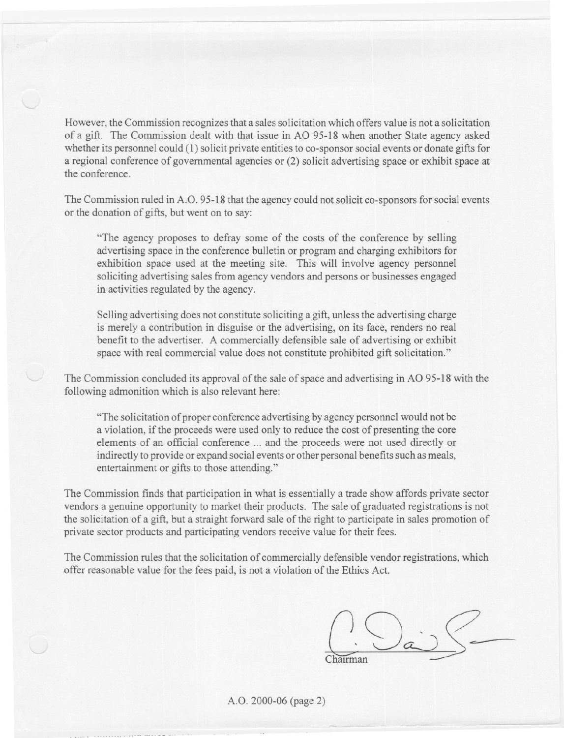However, the Commission recognizes that a sales solicitation which offers value is not a solicitation of a gift. The Commission dealt with that issue in AO 95-18 when another State agency asked whether its personnel could (1) solicit private entities to co-sponsor social events or donate gifts for a regional conference of governmental agencies or (2) solicit advertising space or exhibit space at the conference.

The Commission ruled in A.O. 95-18 that the agency could not solicit co-sponsors for social events or the donation of gifts, but went on to say:

> "The agency proposes to defray some of the costs of the conference by selling advertising space in the conference bulletin or program and charging exhibitors for exhibition space used at the meeting site. This will involve agency personnel soliciting advertising sales from agency vendors and persons or businesses engaged in activities regulated by the agency.
>
> Selling advertising does not constitute soliciting a gift, unless the advertising charge is merely a contribution in disguise or the advertising, on its face, renders no real benefit to the advertiser. A commercially defensible sale of advertising or exhibit space with real commercial value does not constitute prohibited gift solicitation."

The Commission concluded its approval of the sale of space and advertising in AO 95-18 with the following admonition which is also relevant here:

> "The solicitation of proper conference advertising by agency personnel would not be a violation, if the proceeds were used only to reduce the cost of presenting the core elements of an official conference ... and the proceeds were not used directly or indirectly to provide or expand social events or other personal benefits such as meals, entertainment or gifts to those attending."

The Commission finds that participation in what is essentially a trade show affords private sector vendors a genuine opportunity to market their products. The sale of graduated registrations is not the solicitation of a gift, but a straight forward sale of the right to participate in sales promotion of private sector products and participating vendors receive value for their fees.

The Commission rules that the solicitation of commercially defensible vendor registrations, which offer reasonable value for the fees paid, is not a violation of the Ethics Act.

Chairman

A.O. 2000-06 (page 2)